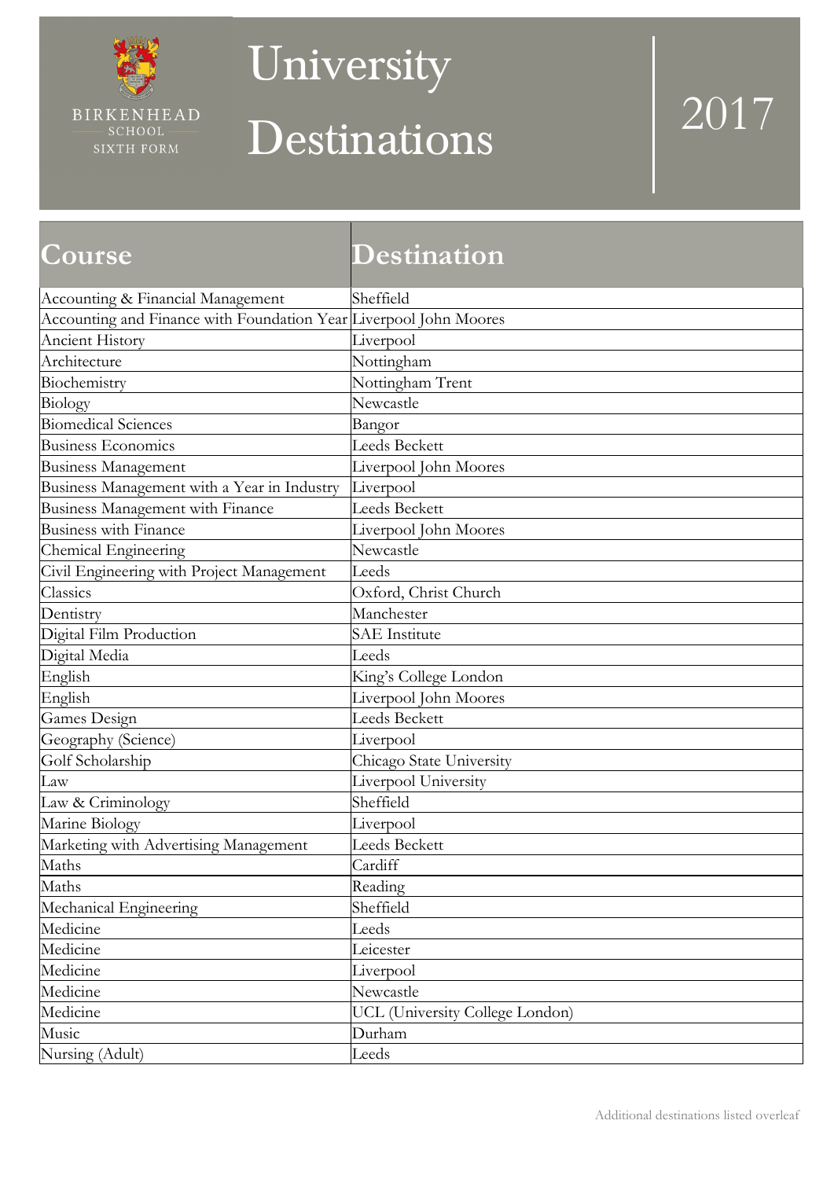BIRKENHEAD SCHOOL SIXTH FORM

# University Destinations 2017

| Course | Destination |
| --- | --- |
| Accounting & Financial Management | Sheffield |
| Accounting and Finance with Foundation Year | Liverpool John Moores |
| Ancient History | Liverpool |
| Architecture | Nottingham |
| Biochemistry | Nottingham Trent |
| Biology | Newcastle |
| Biomedical Sciences | Bangor |
| Business Economics | Leeds Beckett |
| Business Management | Liverpool John Moores |
| Business Management with a Year in Industry | Liverpool |
| Business Management with Finance | Leeds Beckett |
| Business with Finance | Liverpool John Moores |
| Chemical Engineering | Newcastle |
| Civil Engineering with Project Management | Leeds |
| Classics | Oxford, Christ Church |
| Dentistry | Manchester |
| Digital Film Production | SAE Institute |
| Digital Media | Leeds |
| English | King's College London |
| English | Liverpool John Moores |
| Games Design | Leeds Beckett |
| Geography (Science) | Liverpool |
| Golf Scholarship | Chicago State University |
| Law | Liverpool University |
| Law & Criminology | Sheffield |
| Marine Biology | Liverpool |
| Marketing with Advertising Management | Leeds Beckett |
| Maths | Cardiff |
| Maths | Reading |
| Mechanical Engineering | Sheffield |
| Medicine | Leeds |
| Medicine | Leicester |
| Medicine | Liverpool |
| Medicine | Newcastle |
| Medicine | UCL (University College London) |
| Music | Durham |
| Nursing (Adult) | Leeds |

Additional destinations listed overleaf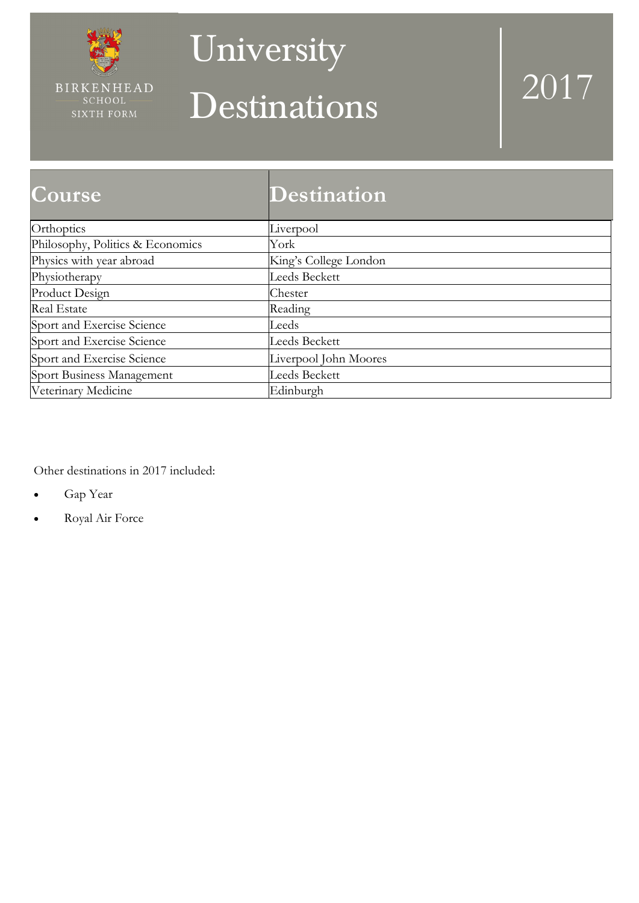BIRKENHEAD SCHOOL SIXTH FORM

# University Destinations 2017

| Course | Destination |
|---|---|
| Orthoptics | Liverpool |
| Philosophy, Politics & Economics | York |
| Physics with year abroad | King's College London |
| Physiotherapy | Leeds Beckett |
| Product Design | Chester |
| Real Estate | Reading |
| Sport and Exercise Science | Leeds |
| Sport and Exercise Science | Leeds Beckett |
| Sport and Exercise Science | Liverpool John Moores |
| Sport Business Management | Leeds Beckett |
| Veterinary Medicine | Edinburgh |

Other destinations in 2017 included:

- Gap Year
- Royal Air Force